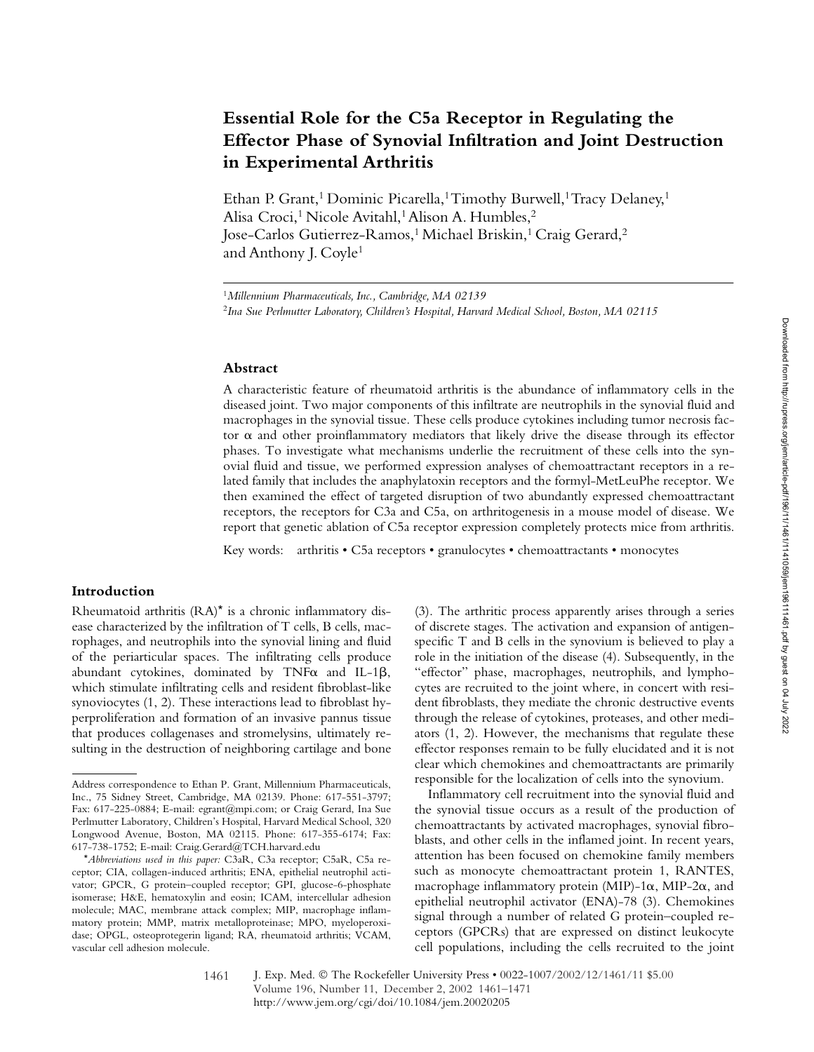# Essential Role for the C5a Receptor in Regulating the Effector Phase of Synovial Infiltration and Joint Destruction in Experimental Arthritis

Ethan P. Grant,[1] Dominic Picarella,[1] Timothy Burwell,[1] Tracy Delaney,[1] Alisa Croci,[1] Nicole Avitahl,[1] Alison A. Humbles,[2] Jose-Carlos Gutierrez-Ramos,[1] Michael Briskin,[1] Craig Gerard,[2] and Anthony J. Coyle[1]

[1] *Millennium Pharmaceuticals, Inc., Cambridge, MA 02139*

[2] *Ina Sue Perlmutter Laboratory, Children's Hospital, Harvard Medical School, Boston, MA 02115*

## Abstract

A characteristic feature of rheumatoid arthritis is the abundance of inflammatory cells in the diseased joint. Two major components of this infiltrate are neutrophils in the synovial fluid and macrophages in the synovial tissue. These cells produce cytokines including tumor necrosis factor α and other proinflammatory mediators that likely drive the disease through its effector phases. To investigate what mechanisms underlie the recruitment of these cells into the synovial fluid and tissue, we performed expression analyses of chemoattractant receptors in a related family that includes the anaphylatoxin receptors and the formyl-MetLeuPhe receptor. We then examined the effect of targeted disruption of two abundantly expressed chemoattractant receptors, the receptors for C3a and C5a, on arthritogenesis in a mouse model of disease. We report that genetic ablation of C5a receptor expression completely protects mice from arthritis.

Key words: arthritis • C5a receptors • granulocytes • chemoattractants • monocytes

## Introduction

Rheumatoid arthritis (RA)* is a chronic inflammatory disease characterized by the infiltration of T cells, B cells, macrophages, and neutrophils into the synovial lining and fluid of the periarticular spaces. The infiltrating cells produce abundant cytokines, dominated by TNFα and IL-1β, which stimulate infiltrating cells and resident fibroblast-like synoviocytes (1, 2). These interactions lead to fibroblast hyperproliferation and formation of an invasive pannus tissue that produces collagenases and stromelysins, ultimately resulting in the destruction of neighboring cartilage and bone (3). The arthritic process apparently arises through a series of discrete stages. The activation and expansion of antigen-specific T and B cells in the synovium is believed to play a role in the initiation of the disease (4). Subsequently, in the "effector" phase, macrophages, neutrophils, and lymphocytes are recruited to the joint where, in concert with resident fibroblasts, they mediate the chronic destructive events through the release of cytokines, proteases, and other mediators (1, 2). However, the mechanisms that regulate these effector responses remain to be fully elucidated and it is not clear which chemokines and chemoattractants are primarily responsible for the localization of cells into the synovium.

Inflammatory cell recruitment into the synovial fluid and the synovial tissue occurs as a result of the production of chemoattractants by activated macrophages, synovial fibroblasts, and other cells in the inflamed joint. In recent years, attention has been focused on chemokine family members such as monocyte chemoattractant protein 1, RANTES, macrophage inflammatory protein (MIP)-1α, MIP-2α, and epithelial neutrophil activator (ENA)-78 (3). Chemokines signal through a number of related G protein–coupled receptors (GPCRs) that are expressed on distinct leukocyte cell populations, including the cells recruited to the joint

Address correspondence to Ethan P. Grant, Millennium Pharmaceuticals, Inc., 75 Sidney Street, Cambridge, MA 02139. Phone: 617-551-3797; Fax: 617-225-0884; E-mail: egrant@mpi.com; or Craig Gerard, Ina Sue Perlmutter Laboratory, Children's Hospital, Harvard Medical School, 320 Longwood Avenue, Boston, MA 02115. Phone: 617-355-6174; Fax: 617-738-1752; E-mail: Craig.Gerard@TCH.harvard.edu

**Abbreviations used in this paper:* C3aR, C3a receptor; C5aR, C5a receptor; CIA, collagen-induced arthritis; ENA, epithelial neutrophil activator; GPCR, G protein–coupled receptor; GPI, glucose-6-phosphate isomerase; H&E, hematoxylin and eosin; ICAM, intercellular adhesion molecule; MAC, membrane attack complex; MIP, macrophage inflammatory protein; MMP, matrix metalloproteinase; MPO, myeloperoxidase; OPGL, osteoprotegerin ligand; RA, rheumatoid arthritis; VCAM, vascular cell adhesion molecule.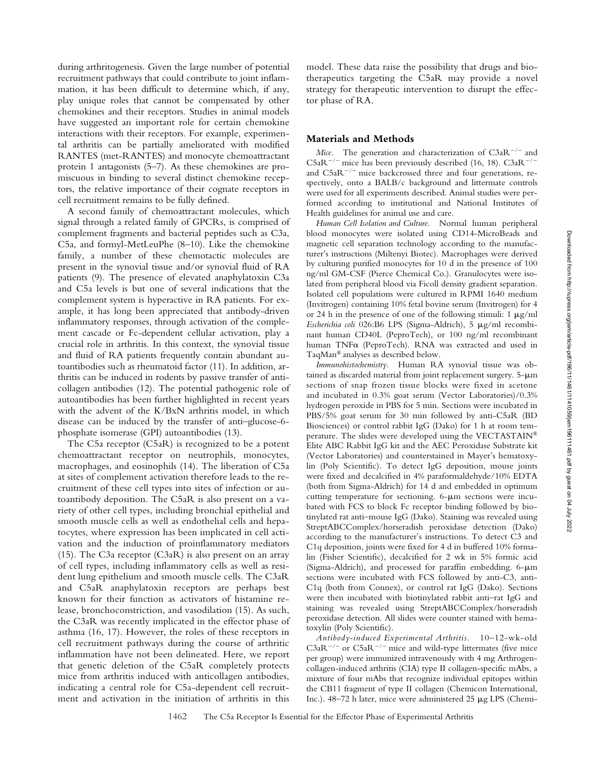during arthritogenesis. Given the large number of potential recruitment pathways that could contribute to joint inflammation, it has been difficult to determine which, if any, play unique roles that cannot be compensated by other chemokines and their receptors. Studies in animal models have suggested an important role for certain chemokine interactions with their receptors. For example, experimental arthritis can be partially ameliorated with modified RANTES (met-RANTES) and monocyte chemoattractant protein 1 antagonists (5–7). As these chemokines are promiscuous in binding to several distinct chemokine receptors, the relative importance of their cognate receptors in cell recruitment remains to be fully defined.

A second family of chemoattractant molecules, which signal through a related family of GPCRs, is comprised of complement fragments and bacterial peptides such as C3a, C5a, and formyl-MetLeuPhe (8–10). Like the chemokine family, a number of these chemotactic molecules are present in the synovial tissue and/or synovial fluid of RA patients (9). The presence of elevated anaphylatoxin C3a and C5a levels is but one of several indications that the complement system is hyperactive in RA patients. For example, it has long been appreciated that antibody-driven inflammatory responses, through activation of the complement cascade or Fc-dependent cellular activation, play a crucial role in arthritis. In this context, the synovial tissue and fluid of RA patients frequently contain abundant autoantibodies such as rheumatoid factor (11). In addition, arthritis can be induced in rodents by passive transfer of anticollagen antibodies (12). The potential pathogenic role of autoantibodies has been further highlighted in recent years with the advent of the K/BxN arthritis model, in which disease can be induced by the transfer of anti–glucose-6-phosphate isomerase (GPI) autoantibodies (13).

The C5a receptor (C5aR) is recognized to be a potent chemoattractant receptor on neutrophils, monocytes, macrophages, and eosinophils (14). The liberation of C5a at sites of complement activation therefore leads to the recruitment of these cell types into sites of infection or autoantibody deposition. The C5aR is also present on a variety of other cell types, including bronchial epithelial and smooth muscle cells as well as endothelial cells and hepatocytes, where expression has been implicated in cell activation and the induction of proinflammatory mediators (15). The C3a receptor (C3aR) is also present on an array of cell types, including inflammatory cells as well as resident lung epithelium and smooth muscle cells. The C3aR and C5aR anaphylatoxin receptors are perhaps best known for their function as activators of histamine release, bronchoconstriction, and vasodilation (15). As such, the C3aR was recently implicated in the effector phase of asthma (16, 17). However, the roles of these receptors in cell recruitment pathways during the course of arthritic inflammation have not been delineated. Here, we report that genetic deletion of the C5aR completely protects mice from arthritis induced with anticollagen antibodies, indicating a central role for C5a-dependent cell recruitment and activation in the initiation of arthritis in this model. These data raise the possibility that drugs and biotherapeutics targeting the C5aR may provide a novel strategy for therapeutic intervention to disrupt the effector phase of RA.

## Materials and Methods

*Mice.* The generation and characterization of $C3aR^{-/-}$ and $C5aR^{-/-}$ mice has been previously described (16, 18). $C3aR^{-/-}$ and $C5aR^{-/-}$ mice backcrossed three and four generations, respectively, onto a BALB/c background and littermate controls were used for all experiments described. Animal studies were performed according to institutional and National Institutes of Health guidelines for animal use and care.

*Human Cell Isolation and Culture.* Normal human peripheral blood monocytes were isolated using CD14-MicroBeads and magnetic cell separation technology according to the manufacturer's instructions (Miltenyi Biotec). Macrophages were derived by culturing purified monocytes for 10 d in the presence of 100 ng/ml GM-CSF (Pierce Chemical Co.). Granulocytes were isolated from peripheral blood via Ficoll density gradient separation. Isolated cell populations were cultured in RPMI 1640 medium (Invitrogen) containing 10% fetal bovine serum (Invitrogen) for 4 or 24 h in the presence of one of the following stimuli: 1 μg/ml *Escherichia coli* 026:B6 LPS (Sigma-Aldrich), 5 μg/ml recombinant human CD40L (PeproTech), or 100 ng/ml recombinant human TNFα (PeproTech). RNA was extracted and used in TaqMan® analyses as described below.

*Immunohistochemistry.* Human RA synovial tissue was obtained as discarded material from joint replacement surgery. 5-μm sections of snap frozen tissue blocks were fixed in acetone and incubated in 0.3% goat serum (Vector Laboratories)/0.3% hydrogen peroxide in PBS for 5 min. Sections were incubated in PBS/5% goat serum for 30 min followed by anti-C5aR (BD Biosciences) or control rabbit IgG (Dako) for 1 h at room temperature. The slides were developed using the VECTASTAIN® Elite ABC Rabbit IgG kit and the AEC Peroxidase Substrate kit (Vector Laboratories) and counterstained in Mayer's hematoxylin (Poly Scientific). To detect IgG deposition, mouse joints were fixed and decalcified in 4% paraformaldehyde/10% EDTA (both from Sigma-Aldrich) for 14 d and embedded in optimum cutting temperature for sectioning. 6-μm sections were incubated with FCS to block Fc receptor binding followed by biotinylated rat anti–mouse IgG (Dako). Staining was revealed using StreptABCComplex/horseradish peroxidase detection (Dako) according to the manufacturer's instructions. To detect C3 and C1q deposition, joints were fixed for 4 d in buffered 10% formalin (Fisher Scientific), decalcified for 2 wk in 5% formic acid (Sigma-Aldrich), and processed for paraffin embedding. 6-μm sections were incubated with FCS followed by anti-C3, anti-C1q (both from Connex), or control rat IgG (Dako). Sections were then incubated with biotinylated rabbit anti–rat IgG and staining was revealed using StreptABCComplex/horseradish peroxidase detection (Dako). All slides were counter stained with hematoxylin (Poly Scientific).

*Antibody-induced Experimental Arthritis.* 10–12-wk-old $C3aR^{-/-}$ or $C5aR^{-/-}$ mice and wild-type littermates (five mice per group) were immunized intravenously with 4 mg Arthrogen-collagen-induced arthritis (CIA) type II collagen-specific mAbs, a mixture of four mAbs that recognize individual epitopes within the CB11 fragment of type II collagen (Chemicon International, Inc.). 48–72 h later, mice were administered 25 μg LPS (Chemi-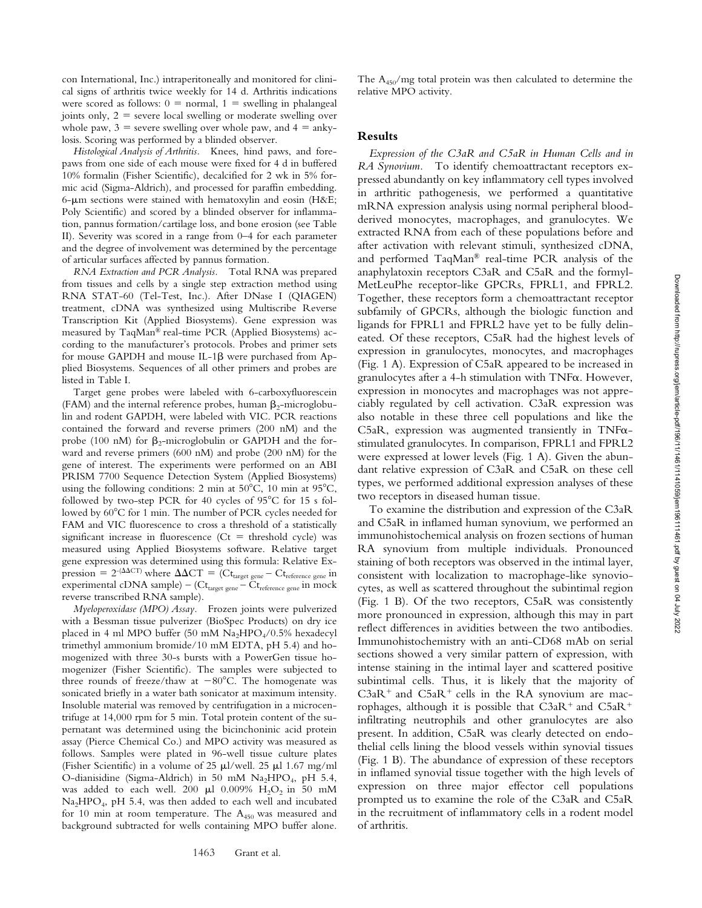con International, Inc.) intraperitoneally and monitored for clinical signs of arthritis twice weekly for 14 d. Arthritis indications were scored as follows: 0 = normal, 1 = swelling in phalangeal joints only, 2 = severe local swelling or moderate swelling over whole paw, 3 = severe swelling over whole paw, and 4 = ankylosis. Scoring was performed by a blinded observer.

*Histological Analysis of Arthritis.* Knees, hind paws, and forepaws from one side of each mouse were fixed for 4 d in buffered 10% formalin (Fisher Scientific), decalcified for 2 wk in 5% formic acid (Sigma-Aldrich), and processed for paraffin embedding. 6-μm sections were stained with hematoxylin and eosin (H&E; Poly Scientific) and scored by a blinded observer for inflammation, pannus formation/cartilage loss, and bone erosion (see Table II). Severity was scored in a range from 0–4 for each parameter and the degree of involvement was determined by the percentage of articular surfaces affected by pannus formation.

*RNA Extraction and PCR Analysis.* Total RNA was prepared from tissues and cells by a single step extraction method using RNA STAT-60 (Tel-Test, Inc.). After DNase I (QIAGEN) treatment, cDNA was synthesized using Multiscribe Reverse Transcription Kit (Applied Biosystems). Gene expression was measured by TaqMan® real-time PCR (Applied Biosystems) according to the manufacturer's protocols. Probes and primer sets for mouse GAPDH and mouse IL-1β were purchased from Applied Biosystems. Sequences of all other primers and probes are listed in Table I.

Target gene probes were labeled with 6-carboxyfluorescein (FAM) and the internal reference probes, human $\beta_2$-microglobulin and rodent GAPDH, were labeled with VIC. PCR reactions contained the forward and reverse primers (200 nM) and the probe (100 nM) for $\beta_2$-microglobulin or GAPDH and the forward and reverse primers (600 nM) and probe (200 nM) for the gene of interest. The experiments were performed on an ABI PRISM 7700 Sequence Detection System (Applied Biosystems) using the following conditions: 2 min at 50°C, 10 min at 95°C, followed by two-step PCR for 40 cycles of 95°C for 15 s followed by 60°C for 1 min. The number of PCR cycles needed for FAM and VIC fluorescence to cross a threshold of a statistically significant increase in fluorescence (Ct = threshold cycle) was measured using Applied Biosystems software. Relative target gene expression was determined using this formula: Relative Expression = $2^{-(\Delta\Delta CT)}$ where $\Delta\Delta CT = (Ct_{\text{target gene}} - Ct_{\text{reference gene}}$ in experimental cDNA sample) – $(Ct_{\text{target gene}} - Ct_{\text{reference gene}}$ in mock reverse transcribed RNA sample).

*Myeloperoxidase (MPO) Assay.* Frozen joints were pulverized with a Bessman tissue pulverizer (BioSpec Products) on dry ice placed in 4 ml MPO buffer (50 mM $Na_2HPO_4$/0.5% hexadecyl trimethyl ammonium bromide/10 mM EDTA, pH 5.4) and homogenized with three 30-s bursts with a PowerGen tissue homogenizer (Fisher Scientific). The samples were subjected to three rounds of freeze/thaw at −80°C. The homogenate was sonicated briefly in a water bath sonicator at maximum intensity. Insoluble material was removed by centrifugation in a microcentrifuge at 14,000 rpm for 5 min. Total protein content of the supernatant was determined using the bicinchoninic acid protein assay (Pierce Chemical Co.) and MPO activity was measured as follows. Samples were plated in 96-well tissue culture plates (Fisher Scientific) in a volume of 25 μl/well. 25 μl 1.67 mg/ml O-dianisidine (Sigma-Aldrich) in 50 mM $Na_2HPO_4$, pH 5.4, was added to each well. 200 μl 0.009% $H_2O_2$ in 50 mM $Na_2HPO_4$, pH 5.4, was then added to each well and incubated for 10 min at room temperature. The $A_{450}$ was measured and background subtracted for wells containing MPO buffer alone. The $A_{450}$/mg total protein was then calculated to determine the relative MPO activity.

## Results

*Expression of the C3aR and C5aR in Human Cells and in RA Synovium.* To identify chemoattractant receptors expressed abundantly on key inflammatory cell types involved in arthritic pathogenesis, we performed a quantitative mRNA expression analysis using normal peripheral blood-derived monocytes, macrophages, and granulocytes. We extracted RNA from each of these populations before and after activation with relevant stimuli, synthesized cDNA, and performed TaqMan® real-time PCR analysis of the anaphylatoxin receptors C3aR and C5aR and the formyl-MetLeuPhe receptor-like GPCRs, FPRL1, and FPRL2. Together, these receptors form a chemoattractant receptor subfamily of GPCRs, although the biologic function and ligands for FPRL1 and FPRL2 have yet to be fully delineated. Of these receptors, C5aR had the highest levels of expression in granulocytes, monocytes, and macrophages (Fig. 1 A). Expression of C5aR appeared to be increased in granulocytes after a 4-h stimulation with TNFα. However, expression in monocytes and macrophages was not appreciably regulated by cell activation. C3aR expression was also notable in these three cell populations and like the C5aR, expression was augmented transiently in TNFα-stimulated granulocytes. In comparison, FPRL1 and FPRL2 were expressed at lower levels (Fig. 1 A). Given the abundant relative expression of C3aR and C5aR on these cell types, we performed additional expression analyses of these two receptors in diseased human tissue.

To examine the distribution and expression of the C3aR and C5aR in inflamed human synovium, we performed an immunohistochemical analysis on frozen sections of human RA synovium from multiple individuals. Pronounced staining of both receptors was observed in the intimal layer, consistent with localization to macrophage-like synoviocytes, as well as scattered throughout the subintimal region (Fig. 1 B). Of the two receptors, C5aR was consistently more pronounced in expression, although this may in part reflect differences in avidities between the two antibodies. Immunohistochemistry with an anti-CD68 mAb on serial sections showed a very similar pattern of expression, with intense staining in the intimal layer and scattered positive subintimal cells. Thus, it is likely that the majority of $C3aR^+$ and $C5aR^+$ cells in the RA synovium are macrophages, although it is possible that $C3aR^+$ and $C5aR^+$ infiltrating neutrophils and other granulocytes are also present. In addition, C5aR was clearly detected on endothelial cells lining the blood vessels within synovial tissues (Fig. 1 B). The abundance of expression of these receptors in inflamed synovial tissue together with the high levels of expression on three major effector cell populations prompted us to examine the role of the C3aR and C5aR in the recruitment of inflammatory cells in a rodent model of arthritis.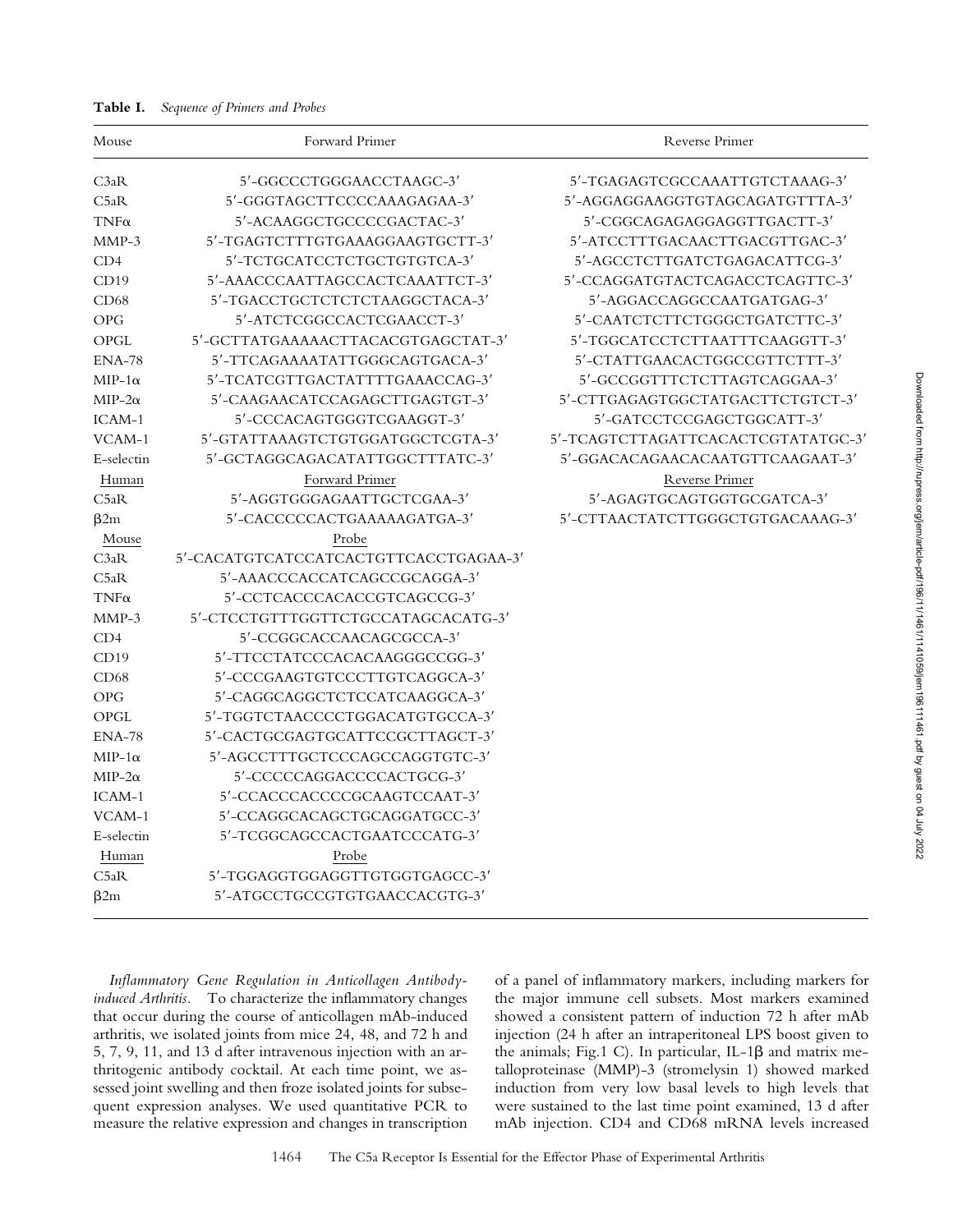**Table I.** *Sequence of Primers and Probes*

| Mouse | Forward Primer | Reverse Primer |
|---|---|---|
| C3aR | 5′-GGCCCTGGGAACCTAAGC-3′ | 5′-TGAGAGTCGCCAAATTGTCTAAAG-3′ |
| C5aR | 5′-GGGTAGCTTCCCCAAAGAGAA-3′ | 5′-AGGAGGAAGGTGTAGCAGATGTTTA-3′ |
| TNFα | 5′-ACAAGGCTGCCCCGACTAC-3′ | 5′-CGGCAGAGAGGAGGTTGACTT-3′ |
| MMP-3 | 5′-TGAGTCTTTGTGAAAGGAAGTGCTT-3′ | 5′-ATCCTTTGACAACTTGACGTTGAC-3′ |
| CD4 | 5′-TCTGCATCCTCTGCTGTGTCA-3′ | 5′-AGCCTCTTGATCTGAGACATTCG-3′ |
| CD19 | 5′-AAACCCAATTAGCCACTCAAATTCT-3′ | 5′-CCAGGATGTACTCAGACCTCAGTTC-3′ |
| CD68 | 5′-TGACCTGCTCTCTCTAAGGCTACA-3′ | 5′-AGGACCAGGCCAATGATGAG-3′ |
| OPG | 5′-ATCTCGGCCACTCGAACCT-3′ | 5′-CAATCTCTTCTGGGCTGATCTTC-3′ |
| OPGL | 5′-GCTTATGAAAAACTTACACGTGAGCTAT-3′ | 5′-TGGCATCCTCTTAATTTCAAGGTT-3′ |
| ENA-78 | 5′-TTCAGAAAATATTGGGCAGTGACA-3′ | 5′-CTATTGAACACTGGCCGTTCTTT-3′ |
| MIP-1α | 5′-TCATCGTTGACTATTTTGAAACCAG-3′ | 5′-GCCGGTTTCTCTTAGTCAGGAA-3′ |
| MIP-2α | 5′-CAAGAACATCCAGAGCTTGAGTGT-3′ | 5′-CTTGAGAGTGGCTATGACTTCTGTCT-3′ |
| ICAM-1 | 5′-CCCACAGTGGGTCGAAGGT-3′ | 5′-GATCCTCCGAGCTGGCATT-3′ |
| VCAM-1 | 5′-GTATTAAAGTCTGTGGATGGCTCGTA-3′ | 5′-TCAGTCTTAGATTCACACTCGTATATGC-3′ |
| E-selectin | 5′-GCTAGGCAGACATATTGGCTTTATC-3′ | 5′-GGACACAGAACACAATGTTCAAGAAT-3′ |
| Human | Forward Primer | Reverse Primer |
| C5aR | 5′-AGGTGGGAGAATTGCTCGAA-3′ | 5′-AGAGTGCAGTGGTGCGATCA-3′ |
| β2m | 5′-CACCCCCACTGAAAAAGATGA-3′ | 5′-CTTAACTATCTTGGGCTGTGACAAAG-3′ |
| Mouse | Probe | |
| C3aR | 5′-CACATGTCATCCATCACTGTTCACCTGAGAA-3′ | |
| C5aR | 5′-AAACCCACCATCAGCCGCAGGA-3′ | |
| TNFα | 5′-CCTCACCCACACCGTCAGCCG-3′ | |
| MMP-3 | 5′-CTCCTGTTTGGTTCTGCCATAGCACATG-3′ | |
| CD4 | 5′-CCGGCACCAACAGCGCCA-3′ | |
| CD19 | 5′-TTCCTATCCCACACAAGGGCCGG-3′ | |
| CD68 | 5′-CCCGAAGTGTCCCTTGTCAGGCA-3′ | |
| OPG | 5′-CAGGCAGGCTCTCCATCAAGGCA-3′ | |
| OPGL | 5′-TGGTCTAACCCCTGGACATGTGCCA-3′ | |
| ENA-78 | 5′-CACTGCGAGTGCATTCCGCTTAGCT-3′ | |
| MIP-1α | 5′-AGCCTTTGCTCCCAGCCAGGTGTC-3′ | |
| MIP-2α | 5′-CCCCCAGGACCCCACTGCG-3′ | |
| ICAM-1 | 5′-CCACCCACCCCGCAAGTCCAAT-3′ | |
| VCAM-1 | 5′-CCAGGCACAGCTGCAGGATGCC-3′ | |
| E-selectin | 5′-TCGGCAGCCACTGAATCCCATG-3′ | |
| Human | Probe | |
| C5aR | 5′-TGGAGGTGGAGGTTGTGGTGAGCC-3′ | |
| β2m | 5′-ATGCCTGCCGTGTGAACCACGTG-3′ | |

*Inflammatory Gene Regulation in Anticollagen Antibody-induced Arthritis.* To characterize the inflammatory changes that occur during the course of anticollagen mAb-induced arthritis, we isolated joints from mice 24, 48, and 72 h and 5, 7, 9, 11, and 13 d after intravenous injection with an arthritogenic antibody cocktail. At each time point, we assessed joint swelling and then froze isolated joints for subsequent expression analyses. We used quantitative PCR to measure the relative expression and changes in transcription of a panel of inflammatory markers, including markers for the major immune cell subsets. Most markers examined showed a consistent pattern of induction 72 h after mAb injection (24 h after an intraperitoneal LPS boost given to the animals; Fig.1 C). In particular, IL-1β and matrix metalloproteinase (MMP)-3 (stromelysin 1) showed marked induction from very low basal levels to high levels that were sustained to the last time point examined, 13 d after mAb injection. CD4 and CD68 mRNA levels increased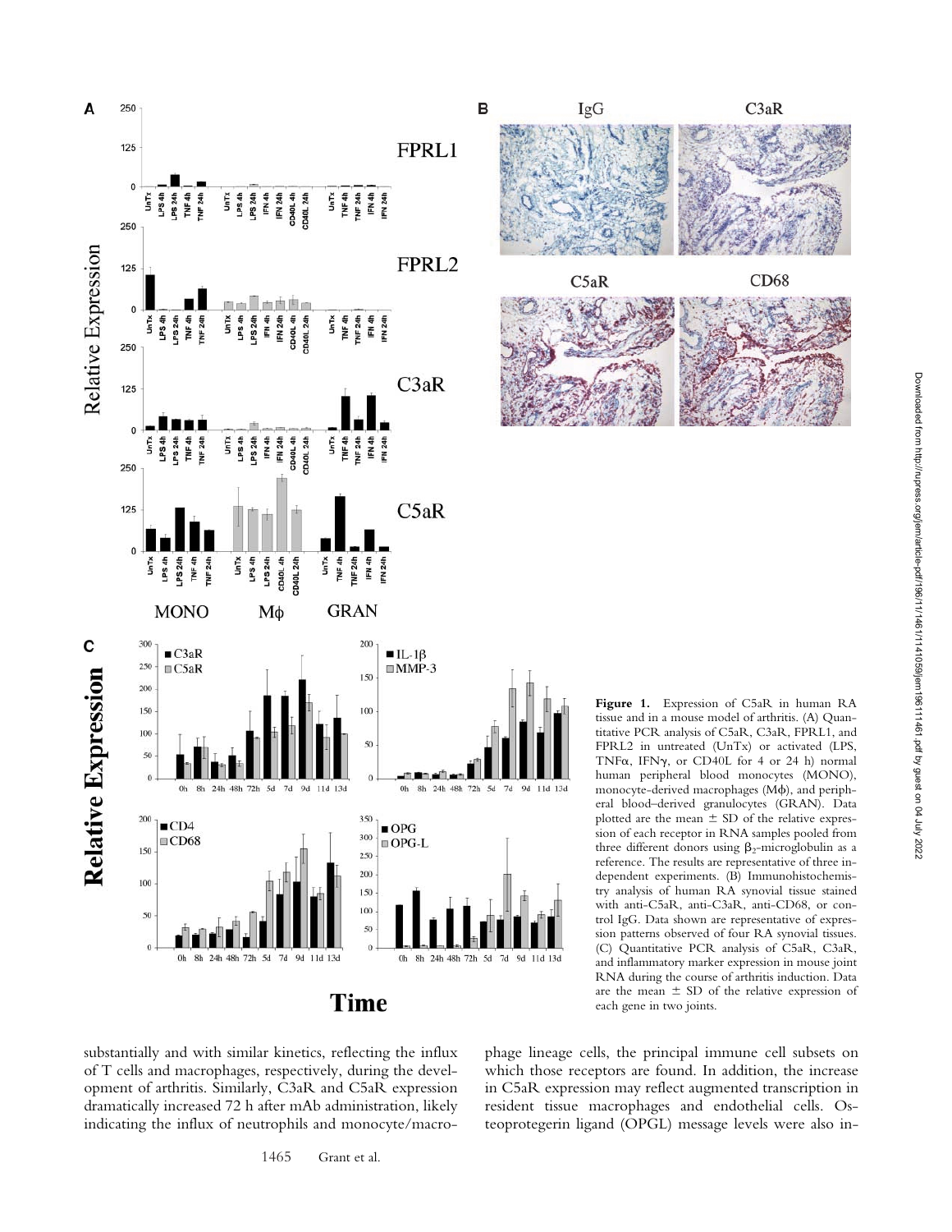**Figure 1.** Expression of C5aR in human RA tissue and in a mouse model of arthritis. (A) Quantitative PCR analysis of C5aR, C3aR, FPRL1, and FPRL2 in untreated (UnTx) or activated (LPS, TNFα, IFNγ, or CD40L for 4 or 24 h) normal human peripheral blood monocytes (MONO), monocyte-derived macrophages (Mϕ), and peripheral blood–derived granulocytes (GRAN). Data plotted are the mean ± SD of the relative expression of each receptor in RNA samples pooled from three different donors using $\beta_2$-microglobulin as a reference. The results are representative of three independent experiments. (B) Immunohistochemistry analysis of human RA synovial tissue stained with anti-C5aR, anti-C3aR, anti-CD68, or control IgG. Data shown are representative of expression patterns observed of four RA synovial tissues. (C) Quantitative PCR analysis of C5aR, C3aR, and inflammatory marker expression in mouse joint RNA during the course of arthritis induction. Data are the mean ± SD of the relative expression of each gene in two joints.

substantially and with similar kinetics, reflecting the influx of T cells and macrophages, respectively, during the development of arthritis. Similarly, C3aR and C5aR expression dramatically increased 72 h after mAb administration, likely indicating the influx of neutrophils and monocyte/macrophage lineage cells, the principal immune cell subsets on which those receptors are found. In addition, the increase in C5aR expression may reflect augmented transcription in resident tissue macrophages and endothelial cells. Osteoprotegerin ligand (OPGL) message levels were also in-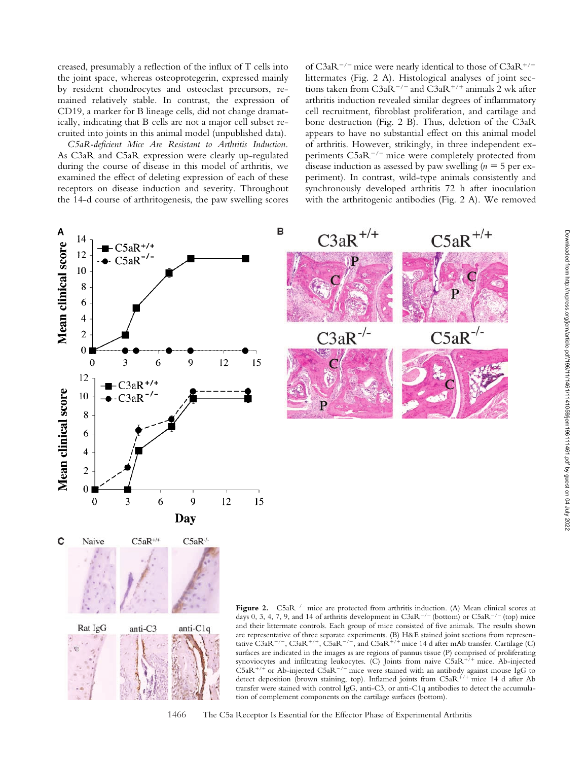creased, presumably a reflection of the influx of T cells into the joint space, whereas osteoprotegerin, expressed mainly by resident chondrocytes and osteoclast precursors, remained relatively stable. In contrast, the expression of CD19, a marker for B lineage cells, did not change dramatically, indicating that B cells are not a major cell subset recruited into joints in this animal model (unpublished data).

*C5aR-deficient Mice Are Resistant to Arthritis Induction.* As C3aR and C5aR expression were clearly up-regulated during the course of disease in this model of arthritis, we examined the effect of deleting expression of each of these receptors on disease induction and severity. Throughout the 14-d course of arthritogenesis, the paw swelling scores of $C3aR^{-/-}$ mice were nearly identical to those of $C3aR^{+/+}$ littermates (Fig. 2 A). Histological analyses of joint sections taken from $C3aR^{-/-}$ and $C3aR^{+/+}$ animals 2 wk after arthritis induction revealed similar degrees of inflammatory cell recruitment, fibroblast proliferation, and cartilage and bone destruction (Fig. 2 B). Thus, deletion of the C3aR appears to have no substantial effect on this animal model of arthritis. However, strikingly, in three independent experiments $C5aR^{-/-}$ mice were completely protected from disease induction as assessed by paw swelling ($n = 5$ per experiment). In contrast, wild-type animals consistently and synchronously developed arthritis 72 h after inoculation with the arthritogenic antibodies (Fig. 2 A). We removed

**Figure 2.** $C5aR^{-/-}$ mice are protected from arthritis induction. (A) Mean clinical scores at days 0, 3, 4, 7, 9, and 14 of arthritis development in $C3aR^{-/-}$ (bottom) or $C5aR^{-/-}$ (top) mice and their littermate controls. Each group of mice consisted of five animals. The results shown are representative of three separate experiments. (B) H&E stained joint sections from representative $C3aR^{-/-}$, $C3aR^{+/+}$, $C5aR^{-/-}$, and $C5aR^{+/+}$ mice 14 d after mAb transfer. Cartilage (C) surfaces are indicated in the images as are regions of pannus tissue (P) comprised of proliferating synoviocytes and infiltrating leukocytes. (C) Joints from naive $C5aR^{+/+}$ mice. Ab-injected $C5aR^{+/+}$ or Ab-injected $C5aR^{-/-}$ mice were stained with an antibody against mouse IgG to detect deposition (brown staining, top). Inflamed joints from $C5aR^{+/+}$ mice 14 d after Ab transfer were stained with control IgG, anti-C3, or anti-C1q antibodies to detect the accumulation of complement components on the cartilage surfaces (bottom).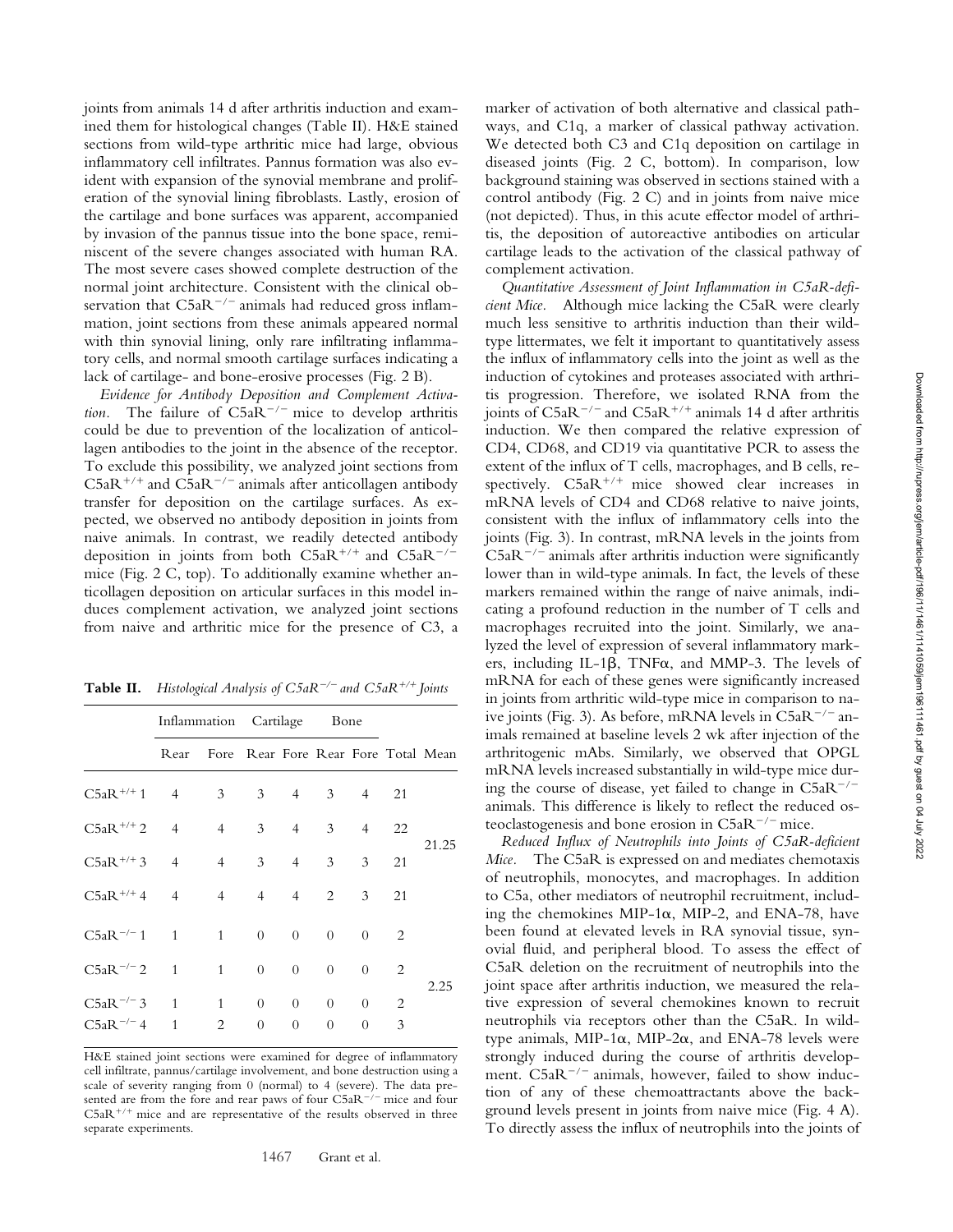joints from animals 14 d after arthritis induction and examined them for histological changes (Table II). H&E stained sections from wild-type arthritic mice had large, obvious inflammatory cell infiltrates. Pannus formation was also evident with expansion of the synovial membrane and proliferation of the synovial lining fibroblasts. Lastly, erosion of the cartilage and bone surfaces was apparent, accompanied by invasion of the pannus tissue into the bone space, reminiscent of the severe changes associated with human RA. The most severe cases showed complete destruction of the normal joint architecture. Consistent with the clinical observation that $C5aR^{-/-}$ animals had reduced gross inflammation, joint sections from these animals appeared normal with thin synovial lining, only rare infiltrating inflammatory cells, and normal smooth cartilage surfaces indicating a lack of cartilage- and bone-erosive processes (Fig. 2 B).

*Evidence for Antibody Deposition and Complement Activation.* The failure of $C5aR^{-/-}$ mice to develop arthritis could be due to prevention of the localization of anticollagen antibodies to the joint in the absence of the receptor. To exclude this possibility, we analyzed joint sections from $C5aR^{+/+}$ and $C5aR^{-/-}$ animals after anticollagen antibody transfer for deposition on the cartilage surfaces. As expected, we observed no antibody deposition in joints from naive animals. In contrast, we readily detected antibody deposition in joints from both $C5aR^{+/+}$ and $C5aR^{-/-}$ mice (Fig. 2 C, top). To additionally examine whether anticollagen deposition on articular surfaces in this model induces complement activation, we analyzed joint sections from naive and arthritic mice for the presence of C3, a marker of activation of both alternative and classical pathways, and C1q, a marker of classical pathway activation. We detected both C3 and C1q deposition on cartilage in diseased joints (Fig. 2 C, bottom). In comparison, low background staining was observed in sections stained with a control antibody (Fig. 2 C) and in joints from naive mice (not depicted). Thus, in this acute effector model of arthritis, the deposition of autoreactive antibodies on articular cartilage leads to the activation of the classical pathway of complement activation.

**Table II.** *Histological Analysis of $C5aR^{-/-}$ and $C5aR^{+/+}$ Joints*

| | Inflammation | | Cartilage | | Bone | | | |
|---|---|---|---|---|---|---|---|---|
| | Rear | Fore | Rear | Fore | Rear | Fore | Total | Mean |
| $C5aR^{+/+}$ 1 | 4 | 3 | 3 | 4 | 3 | 4 | 21 | |
| $C5aR^{+/+}$ 2 | 4 | 4 | 3 | 4 | 3 | 4 | 22 | 21.25 |
| $C5aR^{+/+}$ 3 | 4 | 4 | 3 | 4 | 3 | 3 | 21 | |
| $C5aR^{+/+}$ 4 | 4 | 4 | 4 | 4 | 2 | 3 | 21 | |
| $C5aR^{-/-}$ 1 | 1 | 1 | 0 | 0 | 0 | 0 | 2 | |
| $C5aR^{-/-}$ 2 | 1 | 1 | 0 | 0 | 0 | 0 | 2 | 2.25 |
| $C5aR^{-/-}$ 3 | 1 | 1 | 0 | 0 | 0 | 0 | 2 | |
| $C5aR^{-/-}$ 4 | 1 | 2 | 0 | 0 | 0 | 0 | 3 | |

H&E stained joint sections were examined for degree of inflammatory cell infiltrate, pannus/cartilage involvement, and bone destruction using a scale of severity ranging from 0 (normal) to 4 (severe). The data presented are from the fore and rear paws of four $C5aR^{-/-}$ mice and four $C5aR^{+/+}$ mice and are representative of the results observed in three separate experiments.

*Quantitative Assessment of Joint Inflammation in C5aR-deficient Mice.* Although mice lacking the C5aR were clearly much less sensitive to arthritis induction than their wild-type littermates, we felt it important to quantitatively assess the influx of inflammatory cells into the joint as well as the induction of cytokines and proteases associated with arthritis progression. Therefore, we isolated RNA from the joints of $C5aR^{-/-}$ and $C5aR^{+/+}$ animals 14 d after arthritis induction. We then compared the relative expression of CD4, CD68, and CD19 via quantitative PCR to assess the extent of the influx of T cells, macrophages, and B cells, respectively. $C5aR^{+/+}$ mice showed clear increases in mRNA levels of CD4 and CD68 relative to naive joints, consistent with the influx of inflammatory cells into the joints (Fig. 3). In contrast, mRNA levels in the joints from $C5aR^{-/-}$ animals after arthritis induction were significantly lower than in wild-type animals. In fact, the levels of these markers remained within the range of naive animals, indicating a profound reduction in the number of T cells and macrophages recruited into the joint. Similarly, we analyzed the level of expression of several inflammatory markers, including IL-1β, TNFα, and MMP-3. The levels of mRNA for each of these genes were significantly increased in joints from arthritic wild-type mice in comparison to naive joints (Fig. 3). As before, mRNA levels in $C5aR^{-/-}$ animals remained at baseline levels 2 wk after injection of the arthritogenic mAbs. Similarly, we observed that OPGL mRNA levels increased substantially in wild-type mice during the course of disease, yet failed to change in $C5aR^{-/-}$ animals. This difference is likely to reflect the reduced osteoclastogenesis and bone erosion in $C5aR^{-/-}$ mice.

*Reduced Influx of Neutrophils into Joints of C5aR-deficient Mice.* The C5aR is expressed on and mediates chemotaxis of neutrophils, monocytes, and macrophages. In addition to C5a, other mediators of neutrophil recruitment, including the chemokines MIP-1α, MIP-2, and ENA-78, have been found at elevated levels in RA synovial tissue, synovial fluid, and peripheral blood. To assess the effect of C5aR deletion on the recruitment of neutrophils into the joint space after arthritis induction, we measured the relative expression of several chemokines known to recruit neutrophils via receptors other than the C5aR. In wild-type animals, MIP-1α, MIP-2α, and ENA-78 levels were strongly induced during the course of arthritis development. $C5aR^{-/-}$ animals, however, failed to show induction of any of these chemoattractants above the background levels present in joints from naive mice (Fig. 4 A). To directly assess the influx of neutrophils into the joints of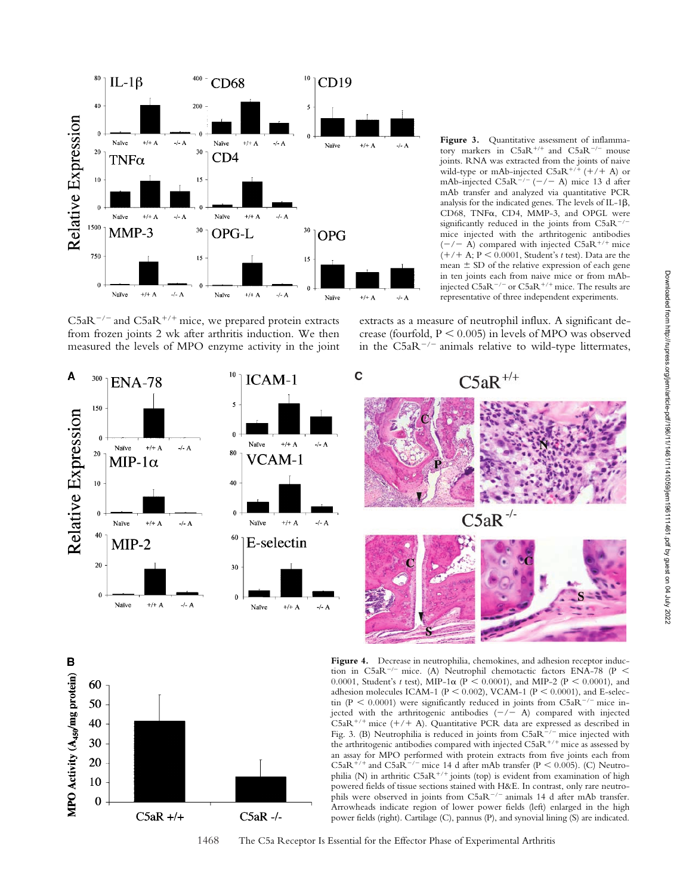**Figure 3.** Quantitative assessment of inflammatory markers in C5aR$^{+/+}$ and C5aR$^{-/-}$ mouse joints. RNA was extracted from the joints of naive wild-type or mAb-injected C5aR$^{+/+}$ (+/+ A) or mAb-injected C5aR$^{-/-}$ (−/− A) mice 13 d after mAb transfer and analyzed via quantitative PCR analysis for the indicated genes. The levels of IL-1β, CD68, TNFα, CD4, MMP-3, and OPGL were significantly reduced in the joints from C5aR$^{-/-}$ mice injected with the arthritogenic antibodies (−/− A) compared with injected C5aR$^{+/+}$ mice (+/+ A; $P < 0.0001$, Student's *t* test). Data are the mean ± SD of the relative expression of each gene in ten joints each from naive mice or from mAb-injected C5aR$^{-/-}$ or C5aR$^{+/+}$ mice. The results are representative of three independent experiments.

C5aR$^{-/-}$ and C5aR$^{+/+}$ mice, we prepared protein extracts from frozen joints 2 wk after arthritis induction. We then measured the levels of MPO enzyme activity in the joint extracts as a measure of neutrophil influx. A significant decrease (fourfold, $P < 0.005$) in levels of MPO was observed in the C5aR$^{-/-}$ animals relative to wild-type littermates,

**Figure 4.** Decrease in neutrophilia, chemokines, and adhesion receptor induction in C5aR$^{-/-}$ mice. (A) Neutrophil chemotactic factors ENA-78 ($P < 0.0001$, Student's *t* test), MIP-1α ($P < 0.0001$), and MIP-2 ($P < 0.0001$), and adhesion molecules ICAM-1 ($P < 0.002$), VCAM-1 ($P < 0.0001$), and E-selectin ($P < 0.0001$) were significantly reduced in joints from C5aR$^{-/-}$ mice injected with the arthritogenic antibodies (−/− A) compared with injected C5aR$^{+/+}$ mice (+/+ A). Quantitative PCR data are expressed as described in Fig. 3. (B) Neutrophilia is reduced in joints from C5aR$^{-/-}$ mice injected with the arthritogenic antibodies compared with injected C5aR$^{+/+}$ mice as assessed by an assay for MPO performed with protein extracts from five joints each from C5aR$^{+/+}$ and C5aR$^{-/-}$ mice 14 d after mAb transfer ($P < 0.005$). (C) Neutrophilia (N) in arthritic C5aR$^{+/+}$ joints (top) is evident from examination of high powered fields of tissue sections stained with H&E. In contrast, only rare neutrophils were observed in joints from C5aR$^{-/-}$ animals 14 d after mAb transfer. Arrowheads indicate region of lower power fields (left) enlarged in the high power fields (right). Cartilage (C), pannus (P), and synovial lining (S) are indicated.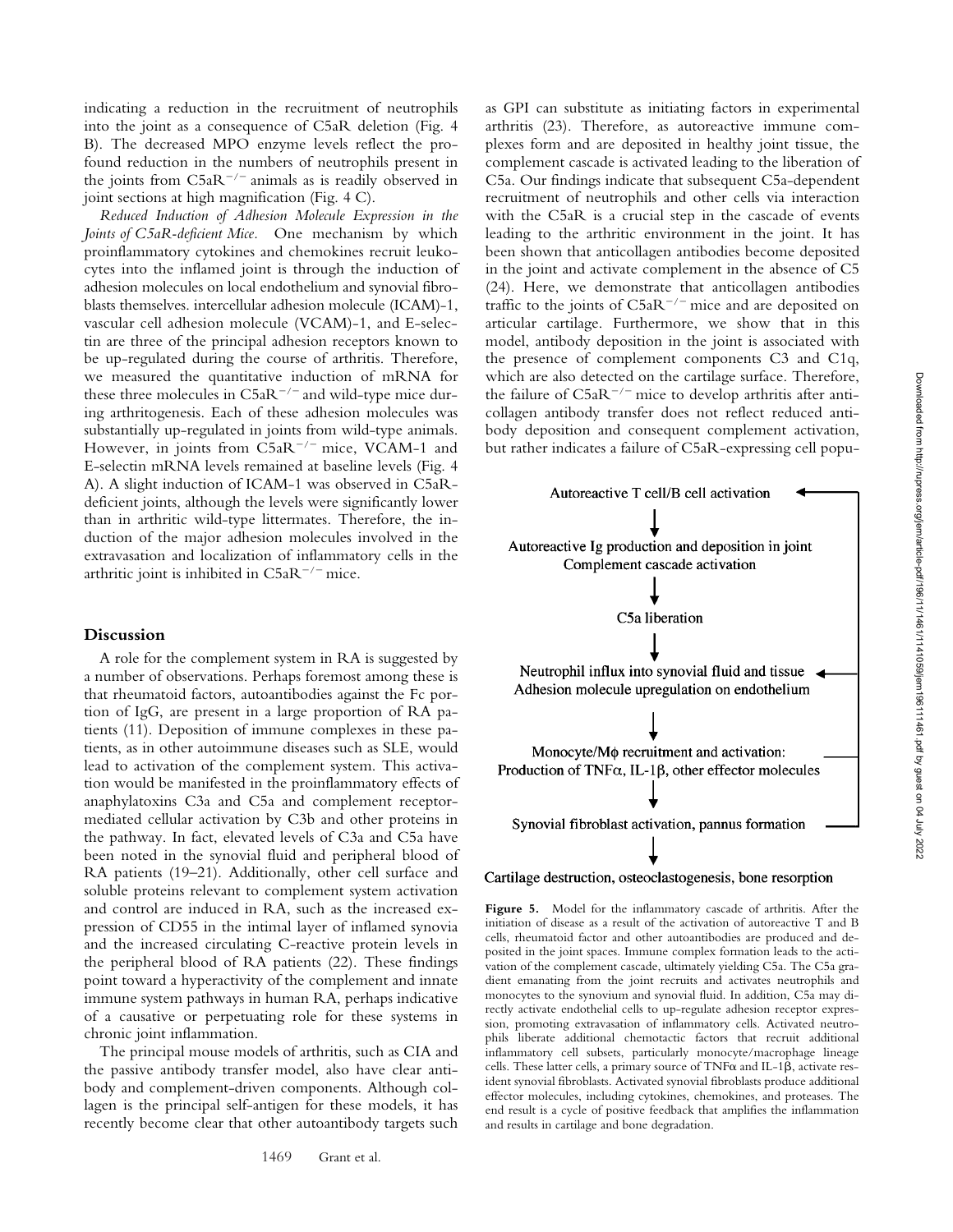indicating a reduction in the recruitment of neutrophils into the joint as a consequence of C5aR deletion (Fig. 4 B). The decreased MPO enzyme levels reflect the profound reduction in the numbers of neutrophils present in the joints from C5aR$^{-/-}$ animals as is readily observed in joint sections at high magnification (Fig. 4 C).

*Reduced Induction of Adhesion Molecule Expression in the Joints of C5aR-deficient Mice.* One mechanism by which proinflammatory cytokines and chemokines recruit leukocytes into the inflamed joint is through the induction of adhesion molecules on local endothelium and synovial fibroblasts themselves. intercellular adhesion molecule (ICAM)-1, vascular cell adhesion molecule (VCAM)-1, and E-selectin are three of the principal adhesion receptors known to be up-regulated during the course of arthritis. Therefore, we measured the quantitative induction of mRNA for these three molecules in C5aR$^{-/-}$ and wild-type mice during arthritogenesis. Each of these adhesion molecules was substantially up-regulated in joints from wild-type animals. However, in joints from C5aR$^{-/-}$ mice, VCAM-1 and E-selectin mRNA levels remained at baseline levels (Fig. 4 A). A slight induction of ICAM-1 was observed in C5aR-deficient joints, although the levels were significantly lower than in arthritic wild-type littermates. Therefore, the induction of the major adhesion molecules involved in the extravasation and localization of inflammatory cells in the arthritic joint is inhibited in C5aR$^{-/-}$ mice.

## Discussion

A role for the complement system in RA is suggested by a number of observations. Perhaps foremost among these is that rheumatoid factors, autoantibodies against the Fc portion of IgG, are present in a large proportion of RA patients (11). Deposition of immune complexes in these patients, as in other autoimmune diseases such as SLE, would lead to activation of the complement system. This activation would be manifested in the proinflammatory effects of anaphylatoxins C3a and C5a and complement receptor-mediated cellular activation by C3b and other proteins in the pathway. In fact, elevated levels of C3a and C5a have been noted in the synovial fluid and peripheral blood of RA patients (19–21). Additionally, other cell surface and soluble proteins relevant to complement system activation and control are induced in RA, such as the increased expression of CD55 in the intimal layer of inflamed synovia and the increased circulating C-reactive protein levels in the peripheral blood of RA patients (22). These findings point toward a hyperactivity of the complement and innate immune system pathways in human RA, perhaps indicative of a causative or perpetuating role for these systems in chronic joint inflammation.

The principal mouse models of arthritis, such as CIA and the passive antibody transfer model, also have clear antibody and complement-driven components. Although collagen is the principal self-antigen for these models, it has recently become clear that other autoantibody targets such as GPI can substitute as initiating factors in experimental arthritis (23). Therefore, as autoreactive immune complexes form and are deposited in healthy joint tissue, the complement cascade is activated leading to the liberation of C5a. Our findings indicate that subsequent C5a-dependent recruitment of neutrophils and other cells via interaction with the C5aR is a crucial step in the cascade of events leading to the arthritic environment in the joint. It has been shown that anticollagen antibodies become deposited in the joint and activate complement in the absence of C5 (24). Here, we demonstrate that anticollagen antibodies traffic to the joints of C5aR$^{-/-}$ mice and are deposited on articular cartilage. Furthermore, we show that in this model, antibody deposition in the joint is associated with the presence of complement components C3 and C1q, which are also detected on the cartilage surface. Therefore, the failure of C5aR$^{-/-}$ mice to develop arthritis after anticollagen antibody transfer does not reflect reduced antibody deposition and consequent complement activation, but rather indicates a failure of C5aR-expressing cell popu-

Autoreactive T cell/B cell activation

↓

Autoreactive Ig production and deposition in joint
Complement cascade activation

↓

C5a liberation

↓

Neutrophil influx into synovial fluid and tissue
Adhesion molecule upregulation on endothelium

↓

Monocyte/Mϕ recruitment and activation:
Production of TNFα, IL-1β, other effector molecules

↓

Synovial fibroblast activation, pannus formation

↓

Cartilage destruction, osteoclastogenesis, bone resorption

**Figure 5.** Model for the inflammatory cascade of arthritis. After the initiation of disease as a result of the activation of autoreactive T and B cells, rheumatoid factor and other autoantibodies are produced and deposited in the joint spaces. Immune complex formation leads to the activation of the complement cascade, ultimately yielding C5a. The C5a gradient emanating from the joint recruits and activates neutrophils and monocytes to the synovium and synovial fluid. In addition, C5a may directly activate endothelial cells to up-regulate adhesion receptor expression, promoting extravasation of inflammatory cells. Activated neutrophils liberate additional chemotactic factors that recruit additional inflammatory cell subsets, particularly monocyte/macrophage lineage cells. These latter cells, a primary source of TNFα and IL-1β, activate resident synovial fibroblasts. Activated synovial fibroblasts produce additional effector molecules, including cytokines, chemokines, and proteases. The end result is a cycle of positive feedback that amplifies the inflammation and results in cartilage and bone degradation.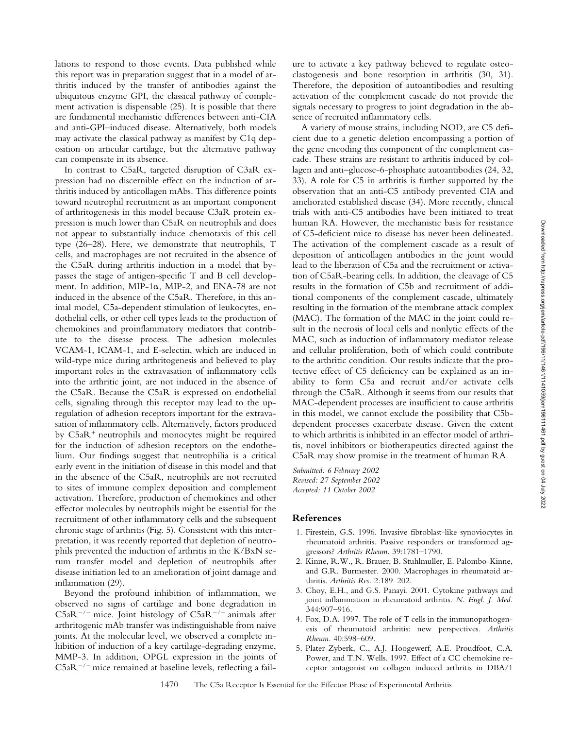lations to respond to those events. Data published while this report was in preparation suggest that in a model of arthritis induced by the transfer of antibodies against the ubiquitous enzyme GPI, the classical pathway of complement activation is dispensable (25). It is possible that there are fundamental mechanistic differences between anti-CIA and anti-GPI–induced disease. Alternatively, both models may activate the classical pathway as manifest by C1q deposition on articular cartilage, but the alternative pathway can compensate in its absence.

In contrast to C5aR, targeted disruption of C3aR expression had no discernible effect on the induction of arthritis induced by anticollagen mAbs. This difference points toward neutrophil recruitment as an important component of arthritogenesis in this model because C3aR protein expression is much lower than C5aR on neutrophils and does not appear to substantially induce chemotaxis of this cell type (26–28). Here, we demonstrate that neutrophils, T cells, and macrophages are not recruited in the absence of the C5aR during arthritis induction in a model that bypasses the stage of antigen-specific T and B cell development. In addition, MIP-1$\alpha$, MIP-2, and ENA-78 are not induced in the absence of the C5aR. Therefore, in this animal model, C5a-dependent stimulation of leukocytes, endothelial cells, or other cell types leads to the production of chemokines and proinflammatory mediators that contribute to the disease process. The adhesion molecules VCAM-1, ICAM-1, and E-selectin, which are induced in wild-type mice during arthritogenesis and believed to play important roles in the extravasation of inflammatory cells into the arthritic joint, are not induced in the absence of the C5aR. Because the C5aR is expressed on endothelial cells, signaling through this receptor may lead to the upregulation of adhesion receptors important for the extravasation of inflammatory cells. Alternatively, factors produced by $C5aR^+$ neutrophils and monocytes might be required for the induction of adhesion receptors on the endothelium. Our findings suggest that neutrophilia is a critical early event in the initiation of disease in this model and that in the absence of the C5aR, neutrophils are not recruited to sites of immune complex deposition and complement activation. Therefore, production of chemokines and other effector molecules by neutrophils might be essential for the recruitment of other inflammatory cells and the subsequent chronic stage of arthritis (Fig. 5). Consistent with this interpretation, it was recently reported that depletion of neutrophils prevented the induction of arthritis in the K/BxN serum transfer model and depletion of neutrophils after disease initiation led to an amelioration of joint damage and inflammation (29).

Beyond the profound inhibition of inflammation, we observed no signs of cartilage and bone degradation in $C5aR^{-/-}$ mice. Joint histology of $C5aR^{-/-}$ animals after arthritogenic mAb transfer was indistinguishable from naive joints. At the molecular level, we observed a complete inhibition of induction of a key cartilage-degrading enzyme, MMP-3. In addition, OPGL expression in the joints of $C5aR^{-/-}$ mice remained at baseline levels, reflecting a failure to activate a key pathway believed to regulate osteoclastogenesis and bone resorption in arthritis (30, 31). Therefore, the deposition of autoantibodies and resulting activation of the complement cascade do not provide the signals necessary to progress to joint degradation in the absence of recruited inflammatory cells.

A variety of mouse strains, including NOD, are C5 deficient due to a genetic deletion encompassing a portion of the gene encoding this component of the complement cascade. These strains are resistant to arthritis induced by collagen and anti–glucose-6-phosphate autoantibodies (24, 32, 33). A role for C5 in arthritis is further supported by the observation that an anti-C5 antibody prevented CIA and ameliorated established disease (34). More recently, clinical trials with anti-C5 antibodies have been initiated to treat human RA. However, the mechanistic basis for resistance of C5-deficient mice to disease has never been delineated. The activation of the complement cascade as a result of deposition of anticollagen antibodies in the joint would lead to the liberation of C5a and the recruitment or activation of C5aR-bearing cells. In addition, the cleavage of C5 results in the formation of C5b and recruitment of additional components of the complement cascade, ultimately resulting in the formation of the membrane attack complex (MAC). The formation of the MAC in the joint could result in the necrosis of local cells and nonlytic effects of the MAC, such as induction of inflammatory mediator release and cellular proliferation, both of which could contribute to the arthritic condition. Our results indicate that the protective effect of C5 deficiency can be explained as an inability to form C5a and recruit and/or activate cells through the C5aR. Although it seems from our results that MAC-dependent processes are insufficient to cause arthritis in this model, we cannot exclude the possibility that C5b-dependent processes exacerbate disease. Given the extent to which arthritis is inhibited in an effector model of arthritis, novel inhibitors or biotherapeutics directed against the C5aR may show promise in the treatment of human RA.

*Submitted: 6 February 2002*
*Revised: 27 September 2002*
*Accepted: 11 October 2002*

## References

1. Firestein, G.S. 1996. Invasive fibroblast-like synoviocytes in rheumatoid arthritis. Passive responders or transformed aggressors? *Arthritis Rheum.* 39:1781–1790.
2. Kinne, R.W., R. Brauer, B. Stuhlmuller, E. Palombo-Kinne, and G.R. Burmester. 2000. Macrophages in rheumatoid arthritis. *Arthritis Res.* 2:189–202.
3. Choy, E.H., and G.S. Panayi. 2001. Cytokine pathways and joint inflammation in rheumatoid arthritis. *N. Engl. J. Med.* 344:907–916.
4. Fox, D.A. 1997. The role of T cells in the immunopathogenesis of rheumatoid arthritis: new perspectives. *Arthritis Rheum.* 40:598–609.
5. Plater-Zyberk, C., A.J. Hoogewerf, A.E. Proudfoot, C.A. Power, and T.N. Wells. 1997. Effect of a CC chemokine receptor antagonist on collagen induced arthritis in DBA/1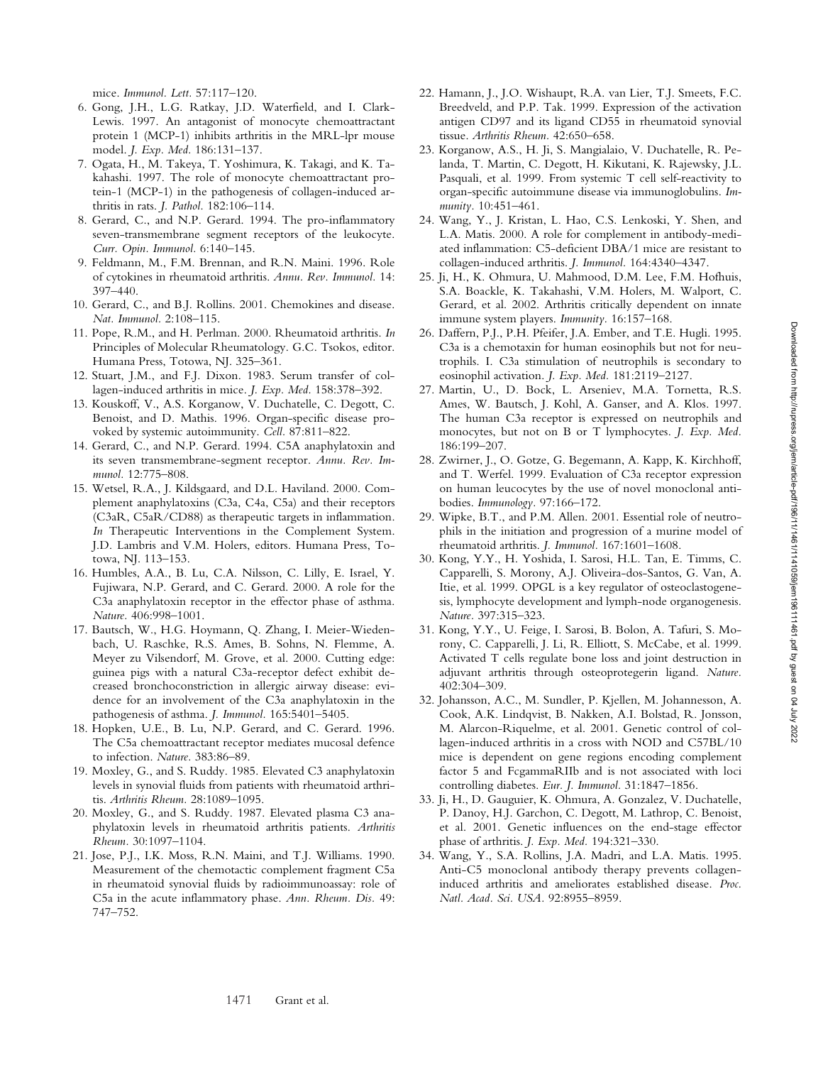mice. *Immunol. Lett.* 57:117–120.

6. Gong, J.H., L.G. Ratkay, J.D. Waterfield, and I. Clark-Lewis. 1997. An antagonist of monocyte chemoattractant protein 1 (MCP-1) inhibits arthritis in the MRL-lpr mouse model. *J. Exp. Med.* 186:131–137.
7. Ogata, H., M. Takeya, T. Yoshimura, K. Takagi, and K. Takahashi. 1997. The role of monocyte chemoattractant protein-1 (MCP-1) in the pathogenesis of collagen-induced arthritis in rats. *J. Pathol.* 182:106–114.
8. Gerard, C., and N.P. Gerard. 1994. The pro-inflammatory seven-transmembrane segment receptors of the leukocyte. *Curr. Opin. Immunol.* 6:140–145.
9. Feldmann, M., F.M. Brennan, and R.N. Maini. 1996. Role of cytokines in rheumatoid arthritis. *Annu. Rev. Immunol.* 14: 397–440.
10. Gerard, C., and B.J. Rollins. 2001. Chemokines and disease. *Nat. Immunol.* 2:108–115.
11. Pope, R.M., and H. Perlman. 2000. Rheumatoid arthritis. *In* Principles of Molecular Rheumatology. G.C. Tsokos, editor. Humana Press, Totowa, NJ. 325–361.
12. Stuart, J.M., and F.J. Dixon. 1983. Serum transfer of collagen-induced arthritis in mice. *J. Exp. Med.* 158:378–392.
13. Kouskoff, V., A.S. Korganow, V. Duchatelle, C. Degott, C. Benoist, and D. Mathis. 1996. Organ-specific disease provoked by systemic autoimmunity. *Cell.* 87:811–822.
14. Gerard, C., and N.P. Gerard. 1994. C5A anaphylatoxin and its seven transmembrane-segment receptor. *Annu. Rev. Immunol.* 12:775–808.
15. Wetsel, R.A., J. Kildsgaard, and D.L. Haviland. 2000. Complement anaphylatoxins (C3a, C4a, C5a) and their receptors (C3aR, C5aR/CD88) as therapeutic targets in inflammation. *In* Therapeutic Interventions in the Complement System. J.D. Lambris and V.M. Holers, editors. Humana Press, Totowa, NJ. 113–153.
16. Humbles, A.A., B. Lu, C.A. Nilsson, C. Lilly, E. Israel, Y. Fujiwara, N.P. Gerard, and C. Gerard. 2000. A role for the C3a anaphylatoxin receptor in the effector phase of asthma. *Nature.* 406:998–1001.
17. Bautsch, W., H.G. Hoymann, Q. Zhang, I. Meier-Wiedenbach, U. Raschke, R.S. Ames, B. Sohns, N. Flemme, A. Meyer zu Vilsendorf, M. Grove, et al. 2000. Cutting edge: guinea pigs with a natural C3a-receptor defect exhibit decreased bronchoconstriction in allergic airway disease: evidence for an involvement of the C3a anaphylatoxin in the pathogenesis of asthma. *J. Immunol.* 165:5401–5405.
18. Hopken, U.E., B. Lu, N.P. Gerard, and C. Gerard. 1996. The C5a chemoattractant receptor mediates mucosal defence to infection. *Nature.* 383:86–89.
19. Moxley, G., and S. Ruddy. 1985. Elevated C3 anaphylatoxin levels in synovial fluids from patients with rheumatoid arthritis. *Arthritis Rheum.* 28:1089–1095.
20. Moxley, G., and S. Ruddy. 1987. Elevated plasma C3 anaphylatoxin levels in rheumatoid arthritis patients. *Arthritis Rheum.* 30:1097–1104.
21. Jose, P.J., I.K. Moss, R.N. Maini, and T.J. Williams. 1990. Measurement of the chemotactic complement fragment C5a in rheumatoid synovial fluids by radioimmunoassay: role of C5a in the acute inflammatory phase. *Ann. Rheum. Dis.* 49: 747–752.
22. Hamann, J., J.O. Wishaupt, R.A. van Lier, T.J. Smeets, F.C. Breedveld, and P.P. Tak. 1999. Expression of the activation antigen CD97 and its ligand CD55 in rheumatoid synovial tissue. *Arthritis Rheum.* 42:650–658.
23. Korganow, A.S., H. Ji, S. Mangialaio, V. Duchatelle, R. Pelanda, T. Martin, C. Degott, H. Kikutani, K. Rajewsky, J.L. Pasquali, et al. 1999. From systemic T cell self-reactivity to organ-specific autoimmune disease via immunoglobulins. *Immunity.* 10:451–461.
24. Wang, Y., J. Kristan, L. Hao, C.S. Lenkoski, Y. Shen, and L.A. Matis. 2000. A role for complement in antibody-mediated inflammation: C5-deficient DBA/1 mice are resistant to collagen-induced arthritis. *J. Immunol.* 164:4340–4347.
25. Ji, H., K. Ohmura, U. Mahmood, D.M. Lee, F.M. Hofhuis, S.A. Boackle, K. Takahashi, V.M. Holers, M. Walport, C. Gerard, et al. 2002. Arthritis critically dependent on innate immune system players. *Immunity.* 16:157–168.
26. Daffern, P.J., P.H. Pfeifer, J.A. Ember, and T.E. Hugli. 1995. C3a is a chemotaxin for human eosinophils but not for neutrophils. I. C3a stimulation of neutrophils is secondary to eosinophil activation. *J. Exp. Med.* 181:2119–2127.
27. Martin, U., D. Bock, L. Arseniev, M.A. Tornetta, R.S. Ames, W. Bautsch, J. Kohl, A. Ganser, and A. Klos. 1997. The human C3a receptor is expressed on neutrophils and monocytes, but not on B or T lymphocytes. *J. Exp. Med.* 186:199–207.
28. Zwirner, J., O. Gotze, G. Begemann, A. Kapp, K. Kirchhoff, and T. Werfel. 1999. Evaluation of C3a receptor expression on human leucocytes by the use of novel monoclonal antibodies. *Immunology.* 97:166–172.
29. Wipke, B.T., and P.M. Allen. 2001. Essential role of neutrophils in the initiation and progression of a murine model of rheumatoid arthritis. *J. Immunol.* 167:1601–1608.
30. Kong, Y.Y., H. Yoshida, I. Sarosi, H.L. Tan, E. Timms, C. Capparelli, S. Morony, A.J. Oliveira-dos-Santos, G. Van, A. Itie, et al. 1999. OPGL is a key regulator of osteoclastogenesis, lymphocyte development and lymph-node organogenesis. *Nature.* 397:315–323.
31. Kong, Y.Y., U. Feige, I. Sarosi, B. Bolon, A. Tafuri, S. Morony, C. Capparelli, J. Li, R. Elliott, S. McCabe, et al. 1999. Activated T cells regulate bone loss and joint destruction in adjuvant arthritis through osteoprotegerin ligand. *Nature.* 402:304–309.
32. Johansson, A.C., M. Sundler, P. Kjellen, M. Johannesson, A. Cook, A.K. Lindqvist, B. Nakken, A.I. Bolstad, R. Jonsson, M. Alarcon-Riquelme, et al. 2001. Genetic control of collagen-induced arthritis in a cross with NOD and C57BL/10 mice is dependent on gene regions encoding complement factor 5 and FcgammaRIIb and is not associated with loci controlling diabetes. *Eur. J. Immunol.* 31:1847–1856.
33. Ji, H., D. Gauguier, K. Ohmura, A. Gonzalez, V. Duchatelle, P. Danoy, H.J. Garchon, C. Degott, M. Lathrop, C. Benoist, et al. 2001. Genetic influences on the end-stage effector phase of arthritis. *J. Exp. Med.* 194:321–330.
34. Wang, Y., S.A. Rollins, J.A. Madri, and L.A. Matis. 1995. Anti-C5 monoclonal antibody therapy prevents collagen-induced arthritis and ameliorates established disease. *Proc. Natl. Acad. Sci. USA.* 92:8955–8959.